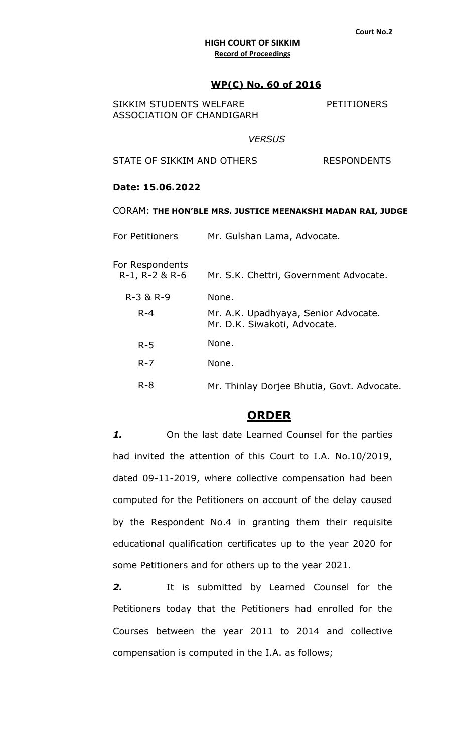**Court No.2**

**HIGH COURT OF SIKKIM**
**Record of Proceedings**

## WP(C) No. 60 of 2016

SIKKIM STUDENTS WELFARE ASSOCIATION OF CHANDIGARH — PETITIONERS

*VERSUS*

STATE OF SIKKIM AND OTHERS — RESPONDENTS

**Date: 15.06.2022**

CORAM: **THE HON'BLE MRS. JUSTICE MEENAKSHI MADAN RAI, JUDGE**

| | |
|---|---|
| For Petitioners | Mr. Gulshan Lama, Advocate. |
| For Respondents R-1, R-2 & R-6 | Mr. S.K. Chettri, Government Advocate. |
| R-3 & R-9 | None. |
| R-4 | Mr. A.K. Upadhyaya, Senior Advocate. Mr. D.K. Siwakoti, Advocate. |
| R-5 | None. |
| R-7 | None. |
| R-8 | Mr. Thinlay Dorjee Bhutia, Govt. Advocate. |

## ORDER

***1.*** On the last date Learned Counsel for the parties had invited the attention of this Court to I.A. No.10/2019, dated 09-11-2019, where collective compensation had been computed for the Petitioners on account of the delay caused by the Respondent No.4 in granting them their requisite educational qualification certificates up to the year 2020 for some Petitioners and for others up to the year 2021.

***2.*** It is submitted by Learned Counsel for the Petitioners today that the Petitioners had enrolled for the Courses between the year 2011 to 2014 and collective compensation is computed in the I.A. as follows;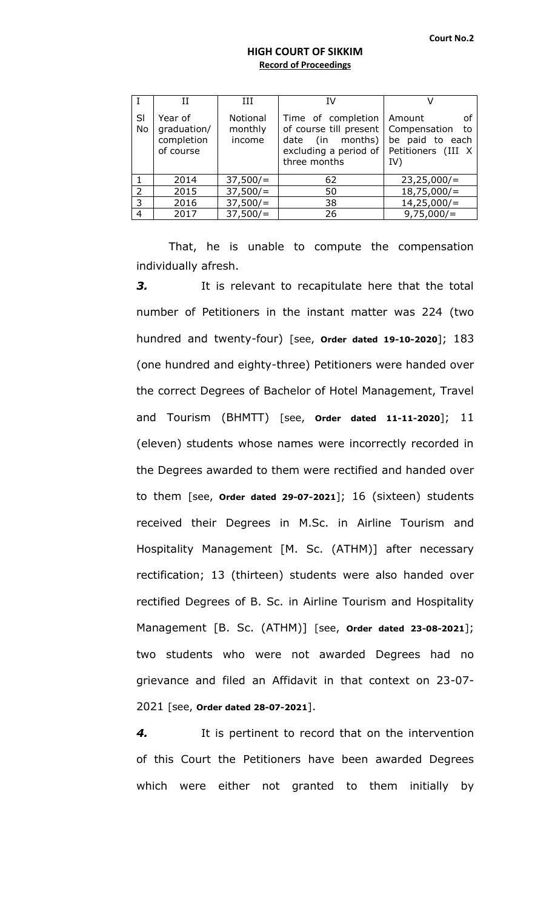**Court No.2**

**HIGH COURT OF SIKKIM**
**Record of Proceedings**

| I | II | III | IV | V |
|---|---|---|---|---|
| Sl No | Year of graduation/ completion of course | Notional monthly income | Time of completion of course till present date (in months) excluding a period of three months | Amount of Compensation to be paid to each Petitioners (III X IV) |
| 1 | 2014 | 37,500/= | 62 | 23,25,000/= |
| 2 | 2015 | 37,500/= | 50 | 18,75,000/= |
| 3 | 2016 | 37,500/= | 38 | 14,25,000/= |
| 4 | 2017 | 37,500/= | 26 | 9,75,000/= |

That, he is unable to compute the compensation individually afresh.

***3.*** It is relevant to recapitulate here that the total number of Petitioners in the instant matter was 224 (two hundred and twenty-four) [see, **Order dated 19-10-2020**]; 183 (one hundred and eighty-three) Petitioners were handed over the correct Degrees of Bachelor of Hotel Management, Travel and Tourism (BHMTT) [see, **Order dated 11-11-2020**]; 11 (eleven) students whose names were incorrectly recorded in the Degrees awarded to them were rectified and handed over to them [see, **Order dated 29-07-2021**]; 16 (sixteen) students received their Degrees in M.Sc. in Airline Tourism and Hospitality Management [M. Sc. (ATHM)] after necessary rectification; 13 (thirteen) students were also handed over rectified Degrees of B. Sc. in Airline Tourism and Hospitality Management [B. Sc. (ATHM)] [see, **Order dated 23-08-2021**]; two students who were not awarded Degrees had no grievance and filed an Affidavit in that context on 23-07-2021 [see, **Order dated 28-07-2021**].

***4.*** It is pertinent to record that on the intervention of this Court the Petitioners have been awarded Degrees which were either not granted to them initially by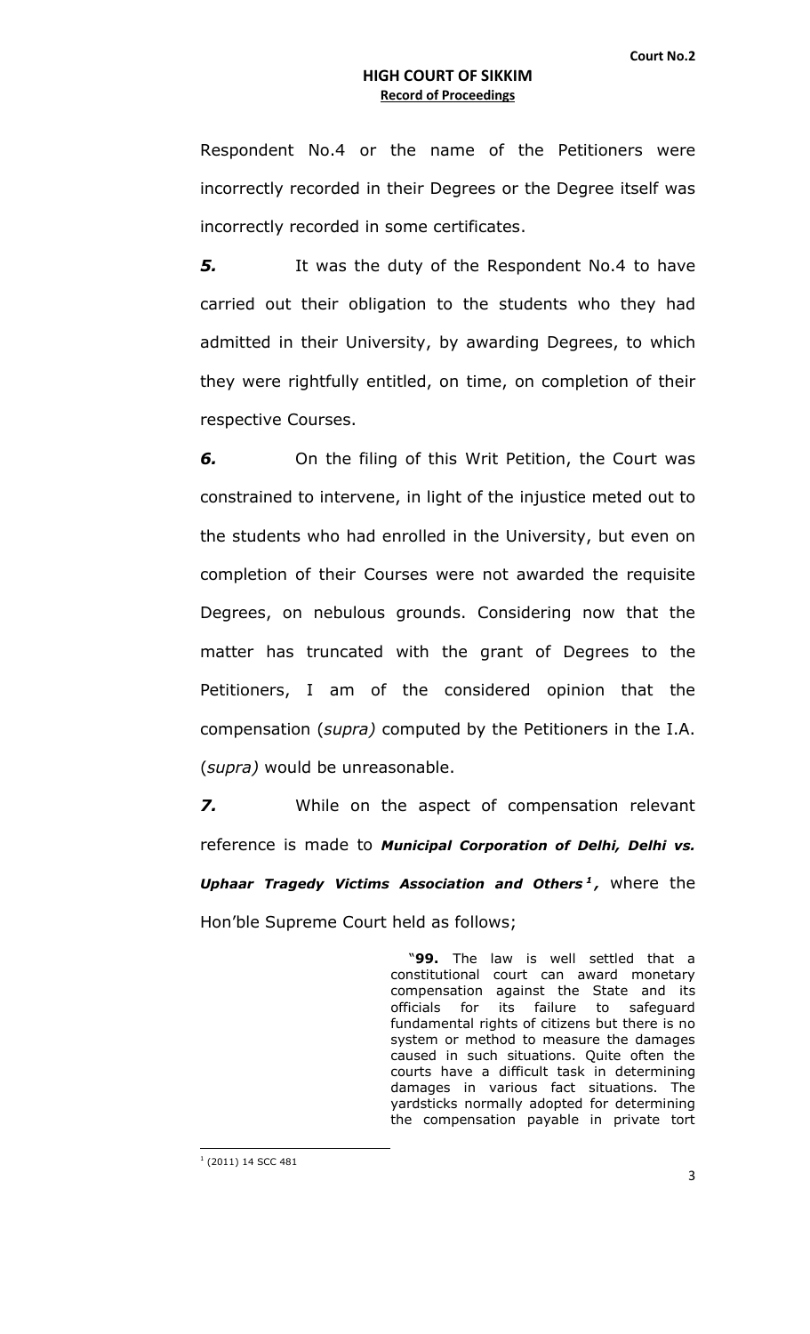Respondent No.4 or the name of the Petitioners were incorrectly recorded in their Degrees or the Degree itself was incorrectly recorded in some certificates.

***5.*** It was the duty of the Respondent No.4 to have carried out their obligation to the students who they had admitted in their University, by awarding Degrees, to which they were rightfully entitled, on time, on completion of their respective Courses.

***6.*** On the filing of this Writ Petition, the Court was constrained to intervene, in light of the injustice meted out to the students who had enrolled in the University, but even on completion of their Courses were not awarded the requisite Degrees, on nebulous grounds. Considering now that the matter has truncated with the grant of Degrees to the Petitioners, I am of the considered opinion that the compensation (*supra)* computed by the Petitioners in the I.A. (*supra)* would be unreasonable.

***7.*** While on the aspect of compensation relevant reference is made to ***Municipal Corporation of Delhi, Delhi vs. Uphaar Tragedy Victims Association and Others***[1]**,** where the Hon'ble Supreme Court held as follows;

> "**99.** The law is well settled that a constitutional court can award monetary compensation against the State and its officials for its failure to safeguard fundamental rights of citizens but there is no system or method to measure the damages caused in such situations. Quite often the courts have a difficult task in determining damages in various fact situations. The yardsticks normally adopted for determining the compensation payable in private tort

[1] (2011) 14 SCC 481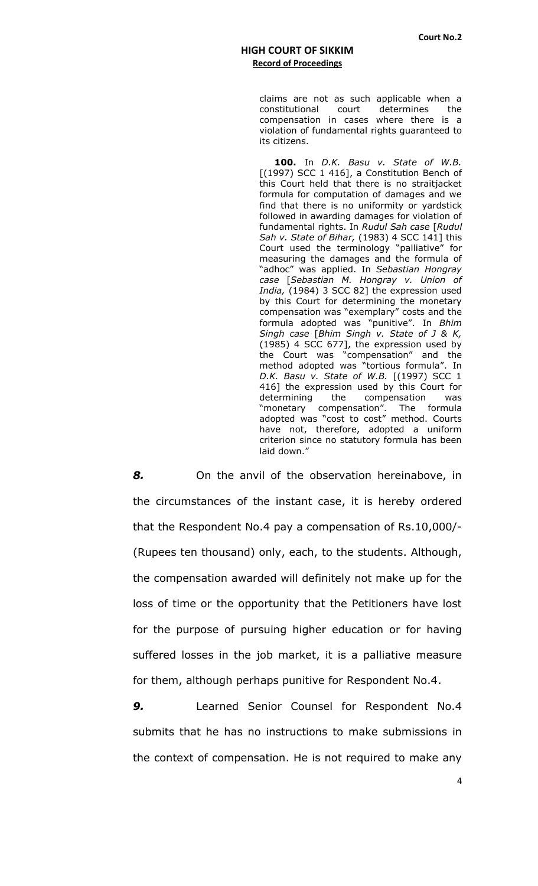claims are not as such applicable when a constitutional court determines the compensation in cases where there is a violation of fundamental rights guaranteed to its citizens.

> **100.** In *D.K. Basu v. State of W.B.* [(1997) SCC 1 416], a Constitution Bench of this Court held that there is no straitjacket formula for computation of damages and we find that there is no uniformity or yardstick followed in awarding damages for violation of fundamental rights. In *Rudul Sah case* [*Rudul Sah v. State of Bihar,* (1983) 4 SCC 141] this Court used the terminology "palliative" for measuring the damages and the formula of "adhoc" was applied. In *Sebastian Hongray case* [*Sebastian M. Hongray v. Union of India,* (1984) 3 SCC 82] the expression used by this Court for determining the monetary compensation was "exemplary" costs and the formula adopted was "punitive". In *Bhim Singh case* [*Bhim Singh v. State of J & K,* (1985) 4 SCC 677], the expression used by the Court was "compensation" and the method adopted was "tortious formula". In *D.K. Basu v. State of W.B.* [(1997) SCC 1 416] the expression used by this Court for determining the compensation was "monetary compensation". The formula adopted was "cost to cost" method. Courts have not, therefore, adopted a uniform criterion since no statutory formula has been laid down."

***8.*** On the anvil of the observation hereinabove, in the circumstances of the instant case, it is hereby ordered that the Respondent No.4 pay a compensation of Rs.10,000/- (Rupees ten thousand) only, each, to the students. Although, the compensation awarded will definitely not make up for the loss of time or the opportunity that the Petitioners have lost for the purpose of pursuing higher education or for having suffered losses in the job market, it is a palliative measure for them, although perhaps punitive for Respondent No.4.

***9.*** Learned Senior Counsel for Respondent No.4 submits that he has no instructions to make submissions in the context of compensation. He is not required to make any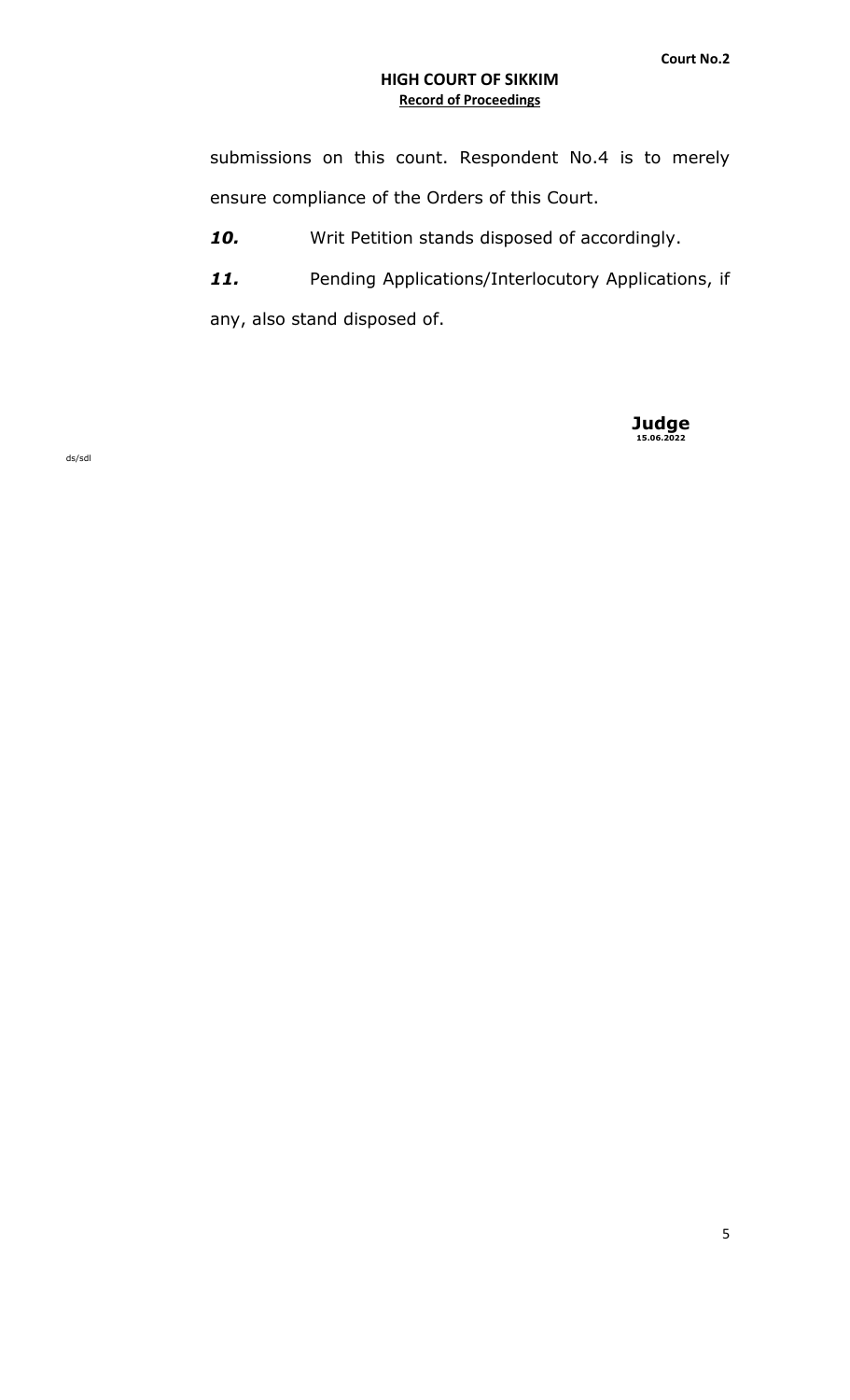submissions on this count. Respondent No.4 is to merely ensure compliance of the Orders of this Court.

***10.*** Writ Petition stands disposed of accordingly.

***11.*** Pending Applications/Interlocutory Applications, if any, also stand disposed of.

**Judge**
**15.06.2022**

ds/sdl